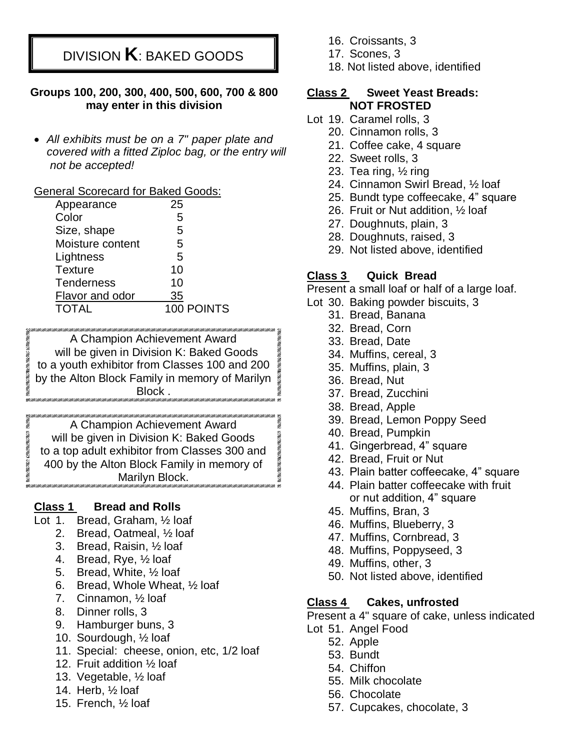# DIVISION K: BAKED GOODS

**Groups 100, 200, 300, 400, 500, 600, 700 & 800 may enter in this division**

- *All exhibits must be on a 7" paper plate and covered with a fitted Ziploc bag, or the entry will not be accepted!*

General Scorecard for Baked Goods:

| | |
|---|---|
| Appearance | 25 |
| Color | 5 |
| Size, shape | 5 |
| Moisture content | 5 |
| Lightness | 5 |
| Texture | 10 |
| Tenderness | 10 |
| Flavor and odor | 35 |
| TOTAL | 100 POINTS |

A Champion Achievement Award will be given in Division K: Baked Goods to a youth exhibitor from Classes 100 and 200 by the Alton Block Family in memory of Marilyn Block .

A Champion Achievement Award will be given in Division K: Baked Goods to a top adult exhibitor from Classes 300 and 400 by the Alton Block Family in memory of Marilyn Block.

## Class 1 Bread and Rolls

Lot 1. Bread, Graham, ½ loaf
2. Bread, Oatmeal, ½ loaf
3. Bread, Raisin, ½ loaf
4. Bread, Rye, ½ loaf
5. Bread, White, ½ loaf
6. Bread, Whole Wheat, ½ loaf
7. Cinnamon, ½ loaf
8. Dinner rolls, 3
9. Hamburger buns, 3
10. Sourdough, ½ loaf
11. Special: cheese, onion, etc, 1/2 loaf
12. Fruit addition ½ loaf
13. Vegetable, ½ loaf
14. Herb, ½ loaf
15. French, ½ loaf
16. Croissants, 3
17. Scones, 3
18. Not listed above, identified

## Class 2 Sweet Yeast Breads: NOT FROSTED

Lot 19. Caramel rolls, 3
20. Cinnamon rolls, 3
21. Coffee cake, 4 square
22. Sweet rolls, 3
23. Tea ring, ½ ring
24. Cinnamon Swirl Bread, ½ loaf
25. Bundt type coffeecake, 4" square
26. Fruit or Nut addition, ½ loaf
27. Doughnuts, plain, 3
28. Doughnuts, raised, 3
29. Not listed above, identified

## Class 3 Quick Bread

Present a small loaf or half of a large loaf.

Lot 30. Baking powder biscuits, 3
31. Bread, Banana
32. Bread, Corn
33. Bread, Date
34. Muffins, cereal, 3
35. Muffins, plain, 3
36. Bread, Nut
37. Bread, Zucchini
38. Bread, Apple
39. Bread, Lemon Poppy Seed
40. Bread, Pumpkin
41. Gingerbread, 4" square
42. Bread, Fruit or Nut
43. Plain batter coffeecake, 4" square
44. Plain batter coffeecake with fruit or nut addition, 4" square
45. Muffins, Bran, 3
46. Muffins, Blueberry, 3
47. Muffins, Cornbread, 3
48. Muffins, Poppyseed, 3
49. Muffins, other, 3
50. Not listed above, identified

## Class 4 Cakes, unfrosted

Present a 4" square of cake, unless indicated

Lot 51. Angel Food
52. Apple
53. Bundt
54. Chiffon
55. Milk chocolate
56. Chocolate
57. Cupcakes, chocolate, 3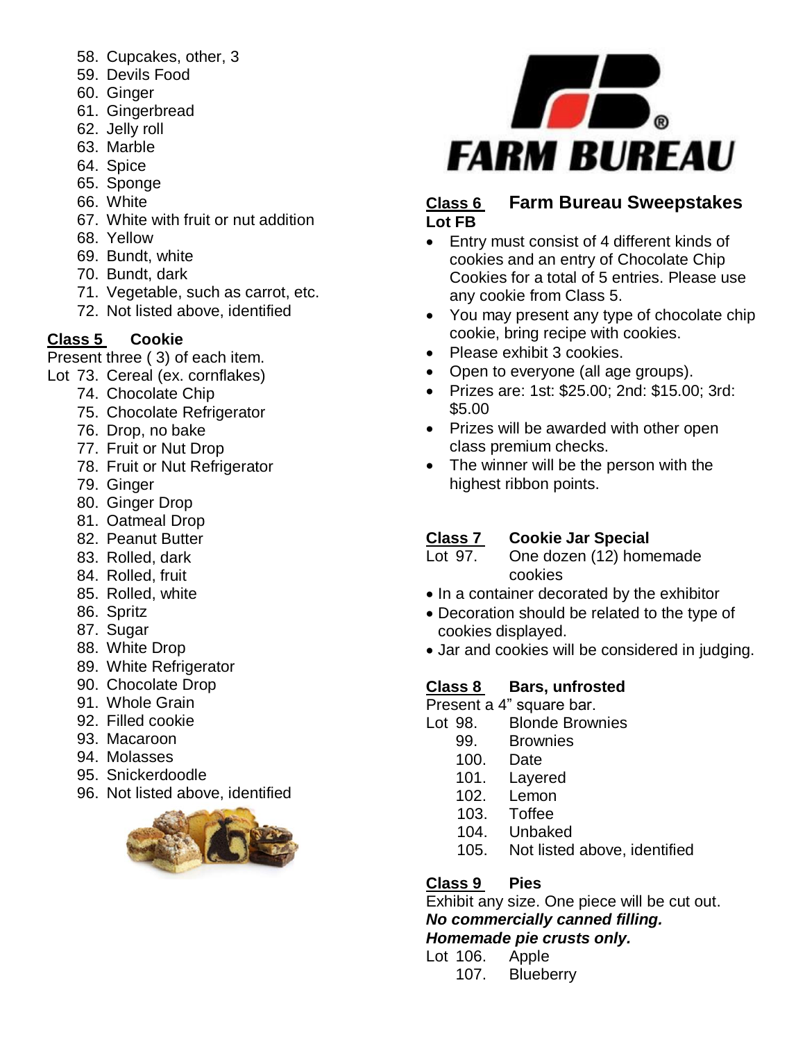58. Cupcakes, other, 3
59. Devils Food
60. Ginger
61. Gingerbread
62. Jelly roll
63. Marble
64. Spice
65. Sponge
66. White
67. White with fruit or nut addition
68. Yellow
69. Bundt, white
70. Bundt, dark
71. Vegetable, such as carrot, etc.
72. Not listed above, identified

## Class 5 Cookie

Present three ( 3) of each item.

Lot 73. Cereal (ex. cornflakes)
74. Chocolate Chip
75. Chocolate Refrigerator
76. Drop, no bake
77. Fruit or Nut Drop
78. Fruit or Nut Refrigerator
79. Ginger
80. Ginger Drop
81. Oatmeal Drop
82. Peanut Butter
83. Rolled, dark
84. Rolled, fruit
85. Rolled, white
86. Spritz
87. Sugar
88. White Drop
89. White Refrigerator
90. Chocolate Drop
91. Whole Grain
92. Filled cookie
93. Macaroon
94. Molasses
95. Snickerdoodle
96. Not listed above, identified

FARM BUREAU

## Class 6 Farm Bureau Sweepstakes

**Lot FB**

- Entry must consist of 4 different kinds of cookies and an entry of Chocolate Chip Cookies for a total of 5 entries. Please use any cookie from Class 5.
- You may present any type of chocolate chip cookie, bring recipe with cookies.
- Please exhibit 3 cookies.
- Open to everyone (all age groups).
- Prizes are: 1st: $25.00; 2nd: $15.00; 3rd: $5.00
- Prizes will be awarded with other open class premium checks.
- The winner will be the person with the highest ribbon points.

## Class 7 Cookie Jar Special

Lot 97. One dozen (12) homemade cookies

- In a container decorated by the exhibitor
- Decoration should be related to the type of cookies displayed.
- Jar and cookies will be considered in judging.

## Class 8 Bars, unfrosted

Present a 4" square bar.

Lot 98. Blonde Brownies
99. Brownies
100. Date
101. Layered
102. Lemon
103. Toffee
104. Unbaked
105. Not listed above, identified

## Class 9 Pies

Exhibit any size. One piece will be cut out.

***No commercially canned filling.***

***Homemade pie crusts only.***

Lot 106. Apple
107. Blueberry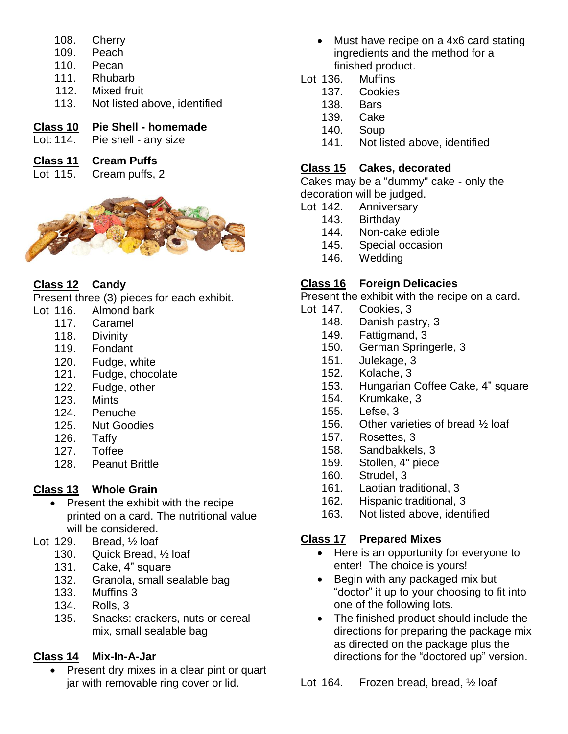108. Cherry
109. Peach
110. Pecan
111. Rhubarb
112. Mixed fruit
113. Not listed above, identified

**Class 10 Pie Shell - homemade**

Lot: 114. Pie shell - any size

**Class 11 Cream Puffs**

Lot 115. Cream puffs, 2

**Class 12 Candy**

Present three (3) pieces for each exhibit.

Lot 116. Almond bark
117. Caramel
118. Divinity
119. Fondant
120. Fudge, white
121. Fudge, chocolate
122. Fudge, other
123. Mints
124. Penuche
125. Nut Goodies
126. Taffy
127. Toffee
128. Peanut Brittle

**Class 13 Whole Grain**

- Present the exhibit with the recipe printed on a card. The nutritional value will be considered.

Lot 129. Bread, ½ loaf
130. Quick Bread, ½ loaf
131. Cake, 4" square
132. Granola, small sealable bag
133. Muffins 3
134. Rolls, 3
135. Snacks: crackers, nuts or cereal mix, small sealable bag

**Class 14 Mix-In-A-Jar**

- Present dry mixes in a clear pint or quart jar with removable ring cover or lid.
- Must have recipe on a 4x6 card stating ingredients and the method for a finished product.

Lot 136. Muffins
137. Cookies
138. Bars
139. Cake
140. Soup
141. Not listed above, identified

**Class 15 Cakes, decorated**

Cakes may be a "dummy" cake - only the decoration will be judged.

Lot 142. Anniversary
143. Birthday
144. Non-cake edible
145. Special occasion
146. Wedding

**Class 16 Foreign Delicacies**

Present the exhibit with the recipe on a card.

Lot 147. Cookies, 3
148. Danish pastry, 3
149. Fattigmand, 3
150. German Springerle, 3
151. Julekage, 3
152. Kolache, 3
153. Hungarian Coffee Cake, 4" square
154. Krumkake, 3
155. Lefse, 3
156. Other varieties of bread ½ loaf
157. Rosettes, 3
158. Sandbakkels, 3
159. Stollen, 4" piece
160. Strudel, 3
161. Laotian traditional, 3
162. Hispanic traditional, 3
163. Not listed above, identified

**Class 17 Prepared Mixes**

- Here is an opportunity for everyone to enter! The choice is yours!
- Begin with any packaged mix but "doctor" it up to your choosing to fit into one of the following lots.
- The finished product should include the directions for preparing the package mix as directed on the package plus the directions for the "doctored up" version.

Lot 164. Frozen bread, bread, ½ loaf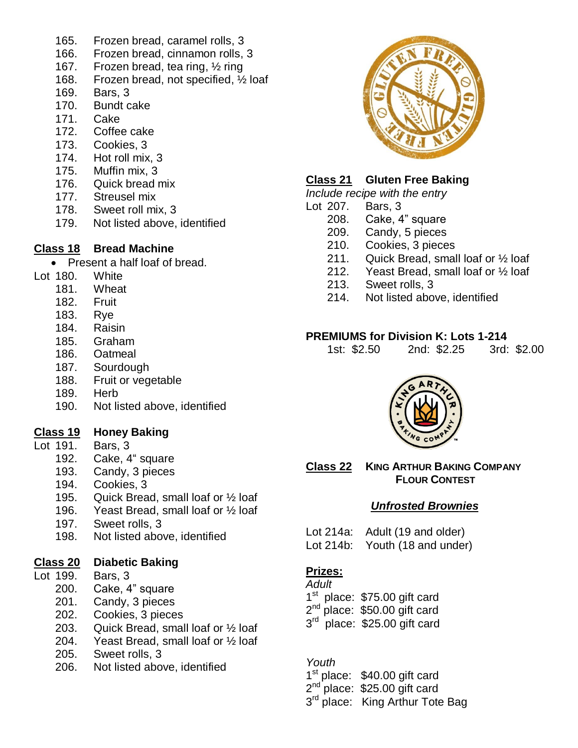165. Frozen bread, caramel rolls, 3
166. Frozen bread, cinnamon rolls, 3
167. Frozen bread, tea ring, ½ ring
168. Frozen bread, not specified, ½ loaf
169. Bars, 3
170. Bundt cake
171. Cake
172. Coffee cake
173. Cookies, 3
174. Hot roll mix, 3
175. Muffin mix, 3
176. Quick bread mix
177. Streusel mix
178. Sweet roll mix, 3
179. Not listed above, identified

## Class 18 Bread Machine

- Present a half loaf of bread.

Lot 180. White
181. Wheat
182. Fruit
183. Rye
184. Raisin
185. Graham
186. Oatmeal
187. Sourdough
188. Fruit or vegetable
189. Herb
190. Not listed above, identified

## Class 19 Honey Baking

Lot 191. Bars, 3
192. Cake, 4" square
193. Candy, 3 pieces
194. Cookies, 3
195. Quick Bread, small loaf or ½ loaf
196. Yeast Bread, small loaf or ½ loaf
197. Sweet rolls, 3
198. Not listed above, identified

## Class 20 Diabetic Baking

Lot 199. Bars, 3
200. Cake, 4" square
201. Candy, 3 pieces
202. Cookies, 3 pieces
203. Quick Bread, small loaf or ½ loaf
204. Yeast Bread, small loaf or ½ loaf
205. Sweet rolls, 3
206. Not listed above, identified

## Class 21 Gluten Free Baking

*Include recipe with the entry*

Lot 207. Bars, 3
208. Cake, 4" square
209. Candy, 5 pieces
210. Cookies, 3 pieces
211. Quick Bread, small loaf or ½ loaf
212. Yeast Bread, small loaf or ½ loaf
213. Sweet rolls, 3
214. Not listed above, identified

**PREMIUMS for Division K: Lots 1-214**

1st: $2.50 2nd: $2.25 3rd: $2.00

## Class 22 KING ARTHUR BAKING COMPANY FLOUR CONTEST

***Unfrosted Brownies***

Lot 214a: Adult (19 and older)
Lot 214b: Youth (18 and under)

**Prizes:**

*Adult*

1st place: $75.00 gift card
2nd place: $50.00 gift card
3rd place: $25.00 gift card

*Youth*

1st place: $40.00 gift card
2nd place: $25.00 gift card
3rd place: King Arthur Tote Bag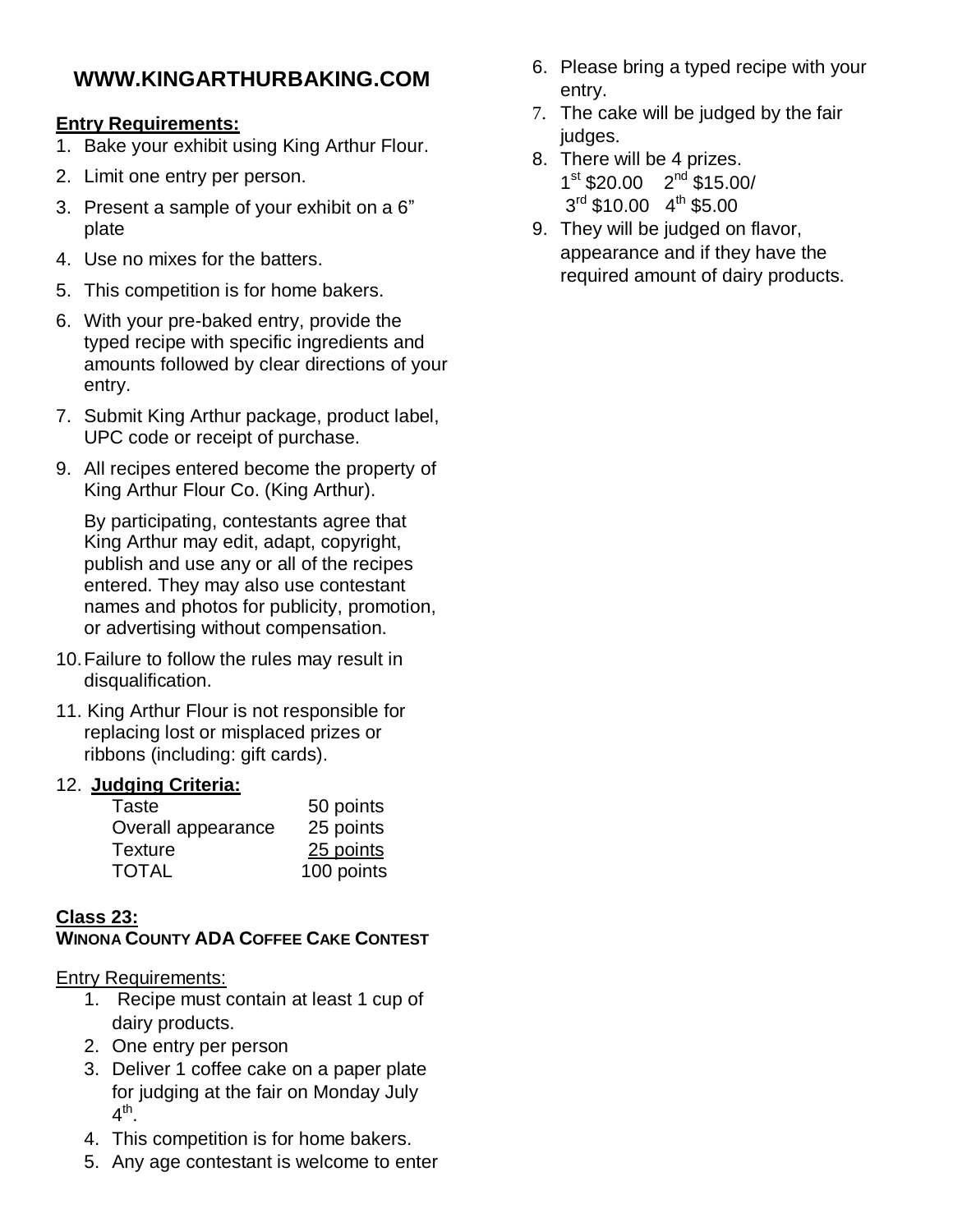## WWW.KINGARTHURBAKING.COM

**Entry Requirements:**

1. Bake your exhibit using King Arthur Flour.
2. Limit one entry per person.
3. Present a sample of your exhibit on a 6" plate
4. Use no mixes for the batters.
5. This competition is for home bakers.
6. With your pre-baked entry, provide the typed recipe with specific ingredients and amounts followed by clear directions of your entry.
7. Submit King Arthur package, product label, UPC code or receipt of purchase.
9. All recipes entered become the property of King Arthur Flour Co. (King Arthur).

   By participating, contestants agree that King Arthur may edit, adapt, copyright, publish and use any or all of the recipes entered. They may also use contestant names and photos for publicity, promotion, or advertising without compensation.
10. Failure to follow the rules may result in disqualification.
11. King Arthur Flour is not responsible for replacing lost or misplaced prizes or ribbons (including: gift cards).
12. **Judging Criteria:**

| | |
|---|---|
| Taste | 50 points |
| Overall appearance | 25 points |
| Texture | 25 points |
| TOTAL | 100 points |

**Class 23:**
**WINONA COUNTY ADA COFFEE CAKE CONTEST**

Entry Requirements:

1. Recipe must contain at least 1 cup of dairy products.
2. One entry per person
3. Deliver 1 coffee cake on a paper plate for judging at the fair on Monday July 4th.
4. This competition is for home bakers.
5. Any age contestant is welcome to enter
6. Please bring a typed recipe with your entry.
7. The cake will be judged by the fair judges.
8. There will be 4 prizes.
   1st $20.00 2nd $15.00/
   3rd $10.00 4th $5.00
9. They will be judged on flavor, appearance and if they have the required amount of dairy products.